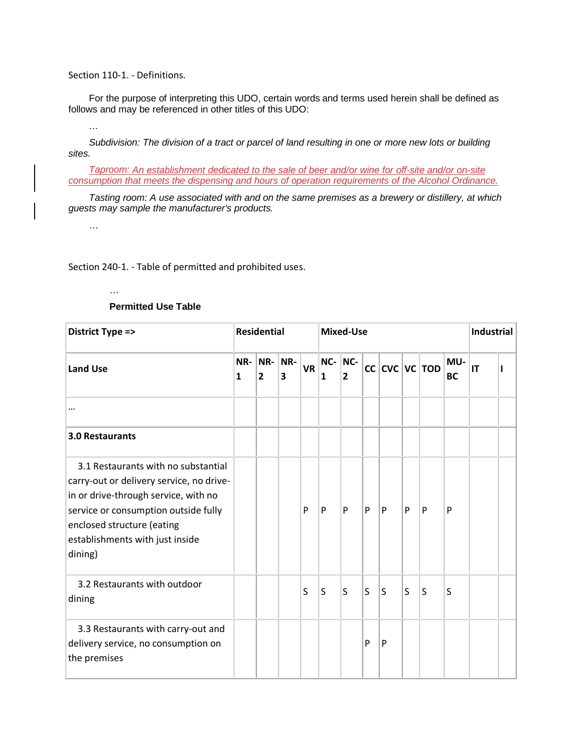Section 110-1. - Definitions.

For the purpose of interpreting this UDO, certain words and terms used herein shall be defined as follows and may be referenced in other titles of this UDO:

…

*Subdivision: The division of a tract or parcel of land resulting in one or more new lots or building sites.*

*Taproom: An establishment dedicated to the sale of beer and/or wine for off-site and/or on-site consumption that meets the dispensing and hours of operation requirements of the Alcohol Ordinance.*

*Tasting room: A use associated with and on the same premises as a brewery or distillery, at which guests may sample the manufacturer's products.*

…

Section 240-1. - Table of permitted and prohibited uses.

…

**Permitted Use Table**

| District Type => | Residential | | | Mixed-Use | | | | | | | | Industrial | |
|---|---|---|---|---|---|---|---|---|---|---|---|---|---|
| **Land Use** | **NR-1** | **NR-2** | **NR-3** | **VR** | **NC-1** | **NC-2** | **CC** | **CVC** | **VC** | **TOD** | **MU-BC** | **IT** | **I** |
| … | | | | | | | | | | | | | |
| **3.0 Restaurants** | | | | | | | | | | | | | |
| 3.1 Restaurants with no substantial carry-out or delivery service, no drive-in or drive-through service, with no service or consumption outside fully enclosed structure (eating establishments with just inside dining) | | | | P | P | P | P | P | P | P | P | | |
| 3.2 Restaurants with outdoor dining | | | | S | S | S | S | S | S | S | S | | |
| 3.3 Restaurants with carry-out and delivery service, no consumption on the premises | | | | | | | P | P | | | | | |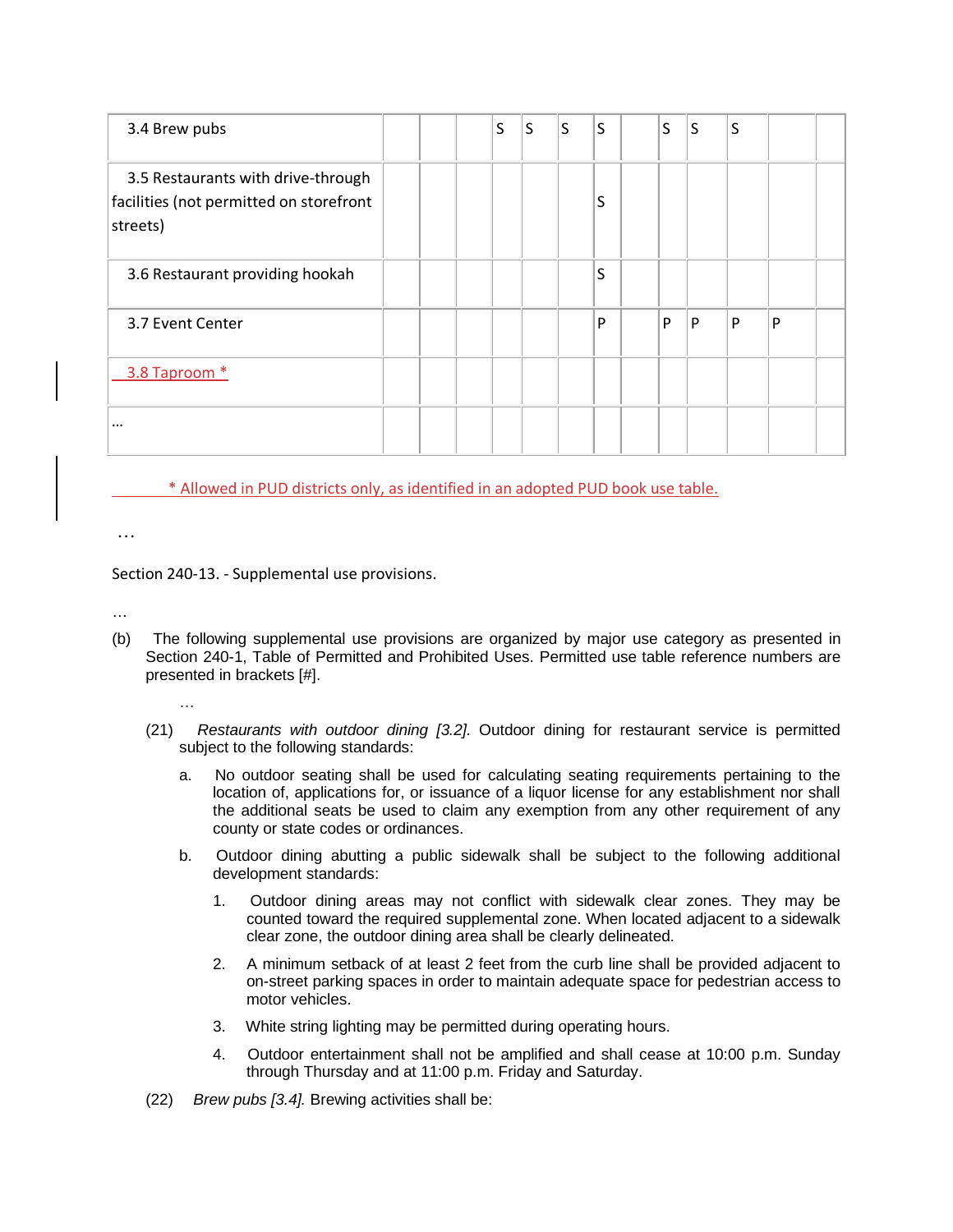| | | | | | | | | | | | | | |
|---|---|---|---|---|---|---|---|---|---|---|---|---|---|
| 3.4 Brew pubs | | | | S | S | S | S | | S | S | S | | |
| 3.5 Restaurants with drive-through facilities (not permitted on storefront streets) | | | | | | | S | | | | | | |
| 3.6 Restaurant providing hookah | | | | | | | S | | | | | | |
| 3.7 Event Center | | | | | | | P | | P | P | P | P | |
| 3.8 Taproom * | | | | | | | | | | | | | |
| ... | | | | | | | | | | | | | |

* Allowed in PUD districts only, as identified in an adopted PUD book use table.

…

Section 240-13. - Supplemental use provisions.

…

(b) The following supplemental use provisions are organized by major use category as presented in Section 240-1, Table of Permitted and Prohibited Uses. Permitted use table reference numbers are presented in brackets [#].

…

(21) *Restaurants with outdoor dining [3.2].* Outdoor dining for restaurant service is permitted subject to the following standards:

a. No outdoor seating shall be used for calculating seating requirements pertaining to the location of, applications for, or issuance of a liquor license for any establishment nor shall the additional seats be used to claim any exemption from any other requirement of any county or state codes or ordinances.

b. Outdoor dining abutting a public sidewalk shall be subject to the following additional development standards:

1. Outdoor dining areas may not conflict with sidewalk clear zones. They may be counted toward the required supplemental zone. When located adjacent to a sidewalk clear zone, the outdoor dining area shall be clearly delineated.

2. A minimum setback of at least 2 feet from the curb line shall be provided adjacent to on-street parking spaces in order to maintain adequate space for pedestrian access to motor vehicles.

3. White string lighting may be permitted during operating hours.

4. Outdoor entertainment shall not be amplified and shall cease at 10:00 p.m. Sunday through Thursday and at 11:00 p.m. Friday and Saturday.

(22) *Brew pubs [3.4].* Brewing activities shall be: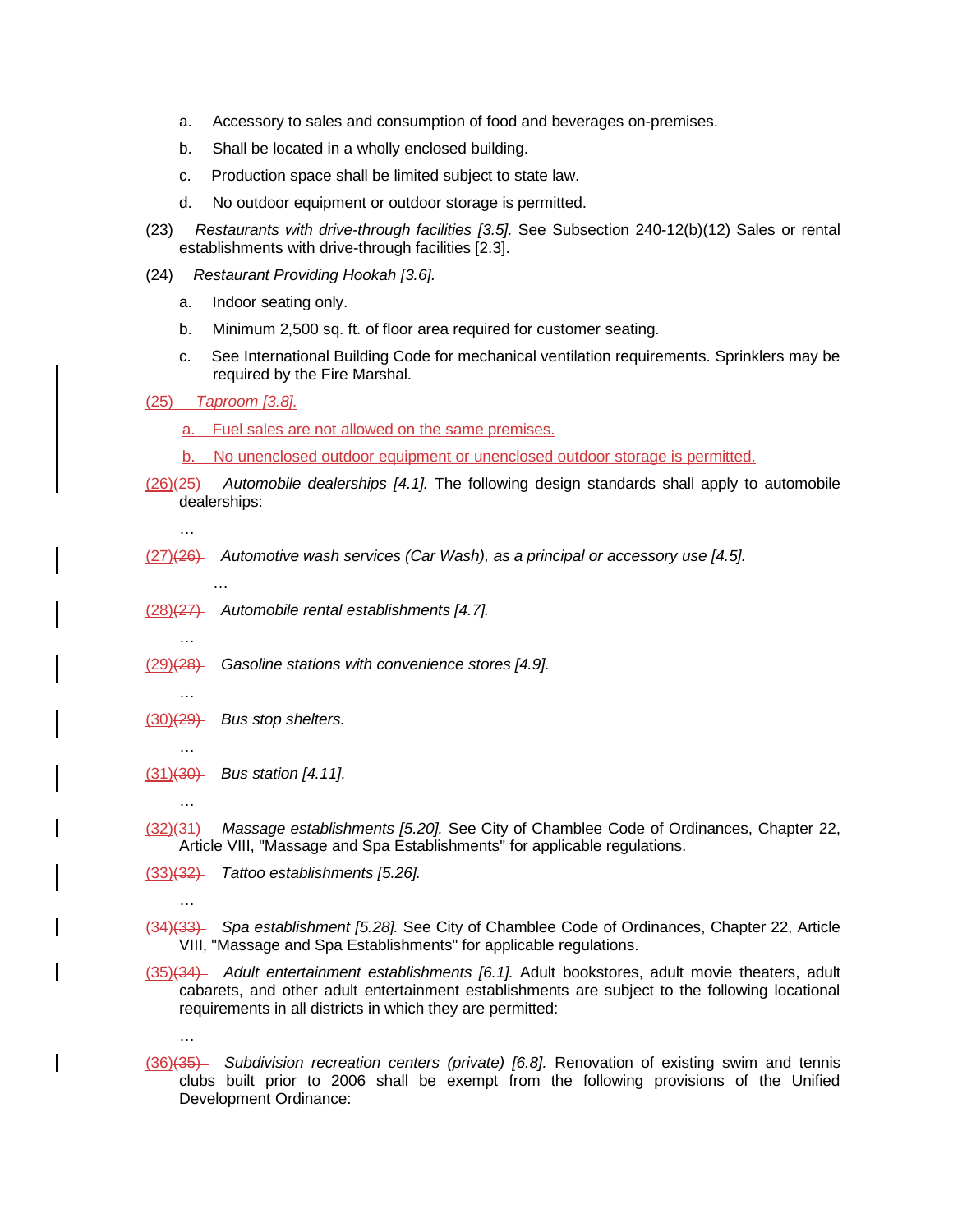a. Accessory to sales and consumption of food and beverages on-premises.

b. Shall be located in a wholly enclosed building.

c. Production space shall be limited subject to state law.

d. No outdoor equipment or outdoor storage is permitted.

(23) *Restaurants with drive-through facilities [3.5].* See Subsection 240-12(b)(12) Sales or rental establishments with drive-through facilities [2.3].

(24) *Restaurant Providing Hookah [3.6].*

a. Indoor seating only.

b. Minimum 2,500 sq. ft. of floor area required for customer seating.

c. See International Building Code for mechanical ventilation requirements. Sprinklers may be required by the Fire Marshal.

(25) *Taproom [3.8].*

a. Fuel sales are not allowed on the same premises.

b. No unenclosed outdoor equipment or unenclosed outdoor storage is permitted.

(26)~~(25)~~ *Automobile dealerships [4.1].* The following design standards shall apply to automobile dealerships:

…

(27)~~(26)~~ *Automotive wash services (Car Wash), as a principal or accessory use [4.5].*

…

(28)~~(27)~~ *Automobile rental establishments [4.7].*

…

(29)~~(28)~~ *Gasoline stations with convenience stores [4.9].*

…

(30)~~(29)~~ *Bus stop shelters.*

…

(31)~~(30)~~ *Bus station [4.11].*

…

(32)~~(31)~~ *Massage establishments [5.20].* See City of Chamblee Code of Ordinances, Chapter 22, Article VIII, "Massage and Spa Establishments" for applicable regulations.

(33)~~(32)~~ *Tattoo establishments [5.26].*

…

(34)~~(33)~~ *Spa establishment [5.28].* See City of Chamblee Code of Ordinances, Chapter 22, Article VIII, "Massage and Spa Establishments" for applicable regulations.

(35)~~(34)~~ *Adult entertainment establishments [6.1].* Adult bookstores, adult movie theaters, adult cabarets, and other adult entertainment establishments are subject to the following locational requirements in all districts in which they are permitted:

…

(36)~~(35)~~ *Subdivision recreation centers (private) [6.8].* Renovation of existing swim and tennis clubs built prior to 2006 shall be exempt from the following provisions of the Unified Development Ordinance: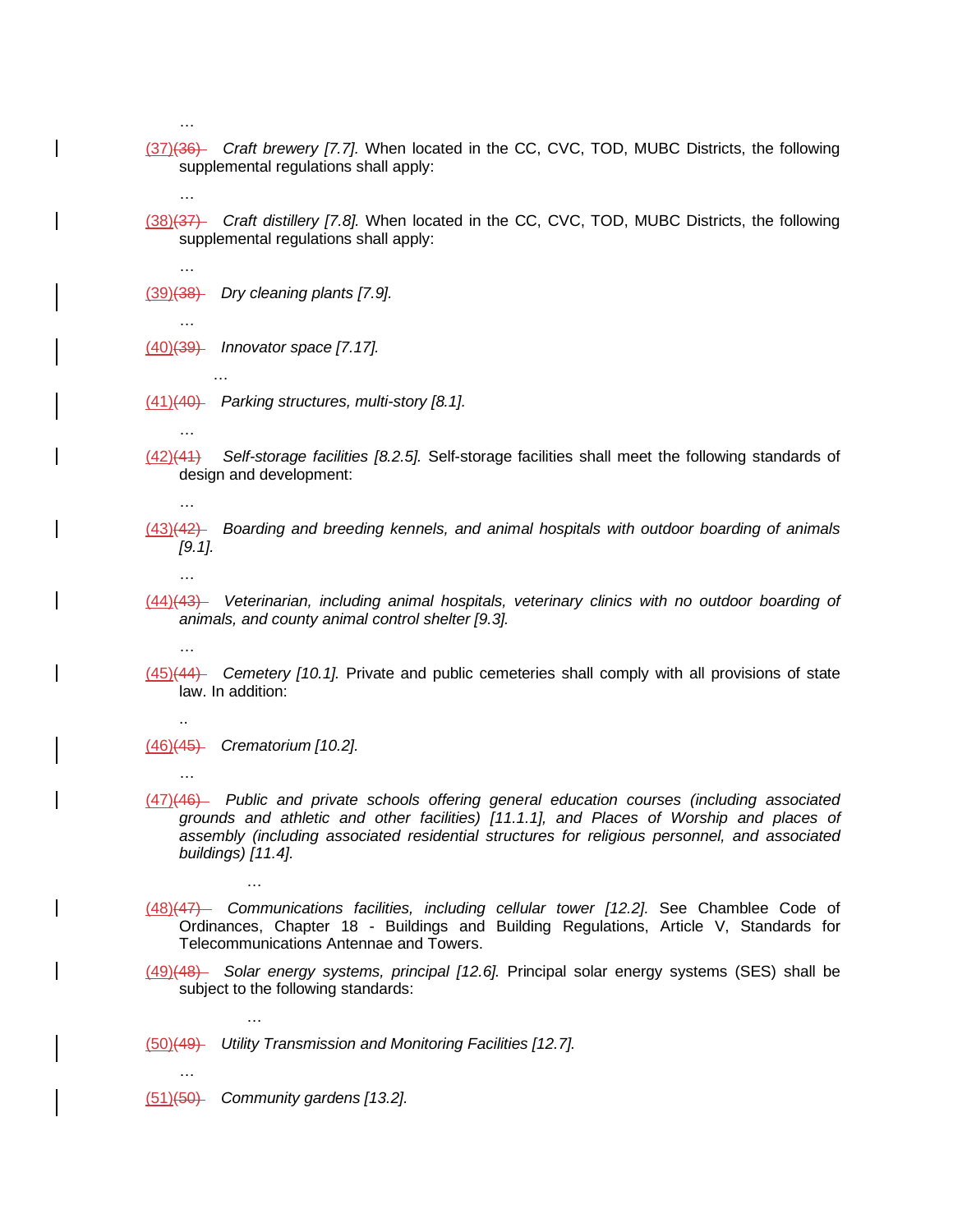…

(37)~~(36)~~ *Craft brewery [7.7].* When located in the CC, CVC, TOD, MUBC Districts, the following supplemental regulations shall apply:

…

(38)~~(37)~~ *Craft distillery [7.8].* When located in the CC, CVC, TOD, MUBC Districts, the following supplemental regulations shall apply:

…

(39)~~(38)~~ *Dry cleaning plants [7.9].*

…

(40)~~(39)~~ *Innovator space [7.17].*

…

(41)~~(40)~~ *Parking structures, multi-story [8.1].*

…

(42)~~(41)~~ *Self-storage facilities [8.2.5].* Self-storage facilities shall meet the following standards of design and development:

…

(43)~~(42)~~ *Boarding and breeding kennels, and animal hospitals with outdoor boarding of animals [9.1].*

…

(44)~~(43)~~ *Veterinarian, including animal hospitals, veterinary clinics with no outdoor boarding of animals, and county animal control shelter [9.3].*

…

(45)~~(44)~~ *Cemetery [10.1].* Private and public cemeteries shall comply with all provisions of state law. In addition:

..

(46)~~(45)~~ *Crematorium [10.2].*

…

(47)~~(46)~~ *Public and private schools offering general education courses (including associated grounds and athletic and other facilities) [11.1.1], and Places of Worship and places of assembly (including associated residential structures for religious personnel, and associated buildings) [11.4].*

…

(48)~~(47)~~ *Communications facilities, including cellular tower [12.2].* See Chamblee Code of Ordinances, Chapter 18 - Buildings and Building Regulations, Article V, Standards for Telecommunications Antennae and Towers.

(49)~~(48)~~ *Solar energy systems, principal [12.6].* Principal solar energy systems (SES) shall be subject to the following standards:

…

(50)~~(49)~~ *Utility Transmission and Monitoring Facilities [12.7].*

…

(51)~~(50)~~ *Community gardens [13.2].*